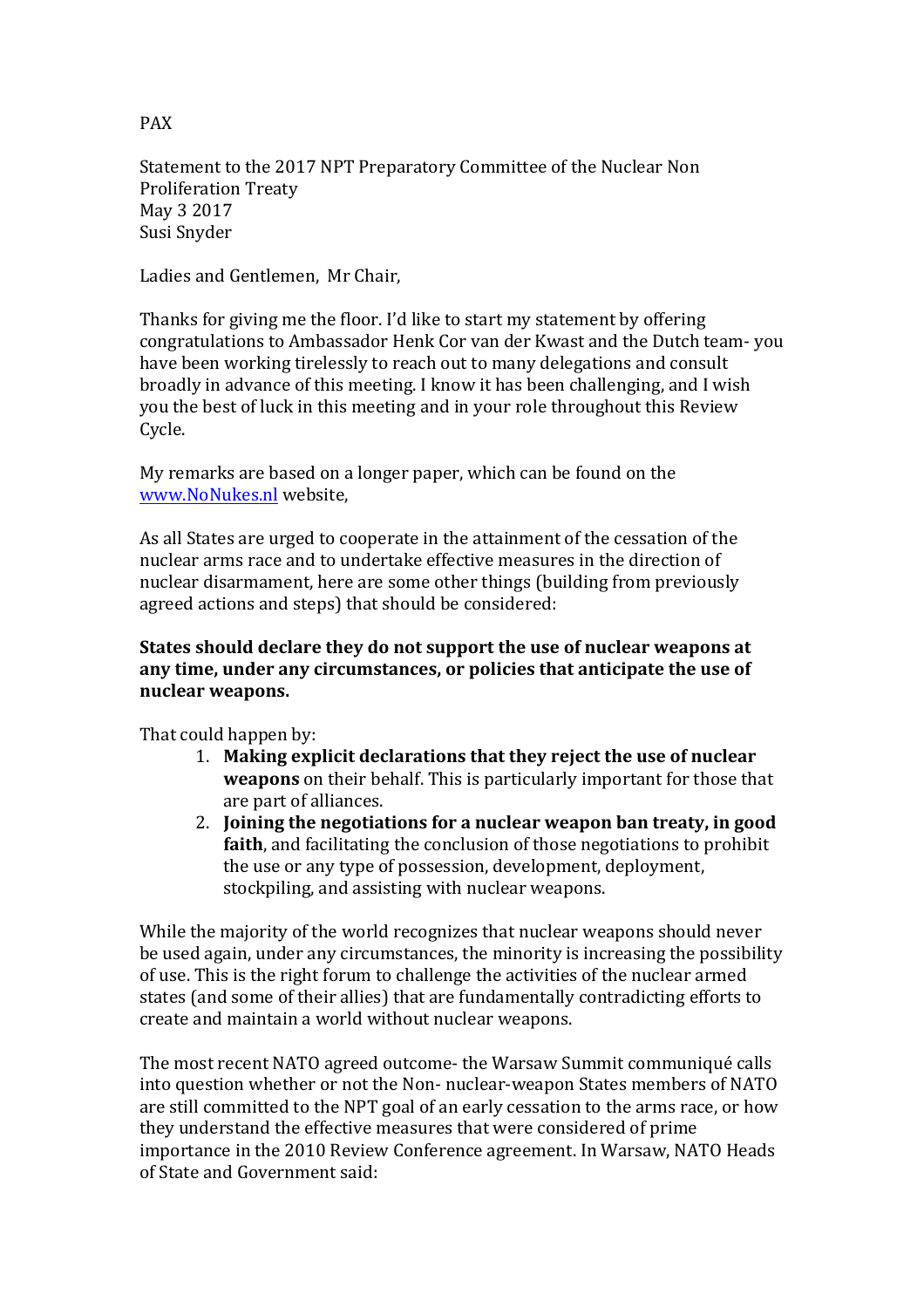PAX

Statement to the 2017 NPT Preparatory Committee of the Nuclear Non Proliferation Treaty
May 3 2017
Susi Snyder

Ladies and Gentlemen, Mr Chair,

Thanks for giving me the floor. I'd like to start my statement by offering congratulations to Ambassador Henk Cor van der Kwast and the Dutch team- you have been working tirelessly to reach out to many delegations and consult broadly in advance of this meeting. I know it has been challenging, and I wish you the best of luck in this meeting and in your role throughout this Review Cycle.

My remarks are based on a longer paper, which can be found on the [www.NoNukes.nl](http://www.NoNukes.nl) website,

As all States are urged to cooperate in the attainment of the cessation of the nuclear arms race and to undertake effective measures in the direction of nuclear disarmament, here are some other things (building from previously agreed actions and steps) that should be considered:

**States should declare they do not support the use of nuclear weapons at any time, under any circumstances, or policies that anticipate the use of nuclear weapons.**

That could happen by:

1. **Making explicit declarations that they reject the use of nuclear weapons** on their behalf. This is particularly important for those that are part of alliances.
2. **Joining the negotiations for a nuclear weapon ban treaty, in good faith**, and facilitating the conclusion of those negotiations to prohibit the use or any type of possession, development, deployment, stockpiling, and assisting with nuclear weapons.

While the majority of the world recognizes that nuclear weapons should never be used again, under any circumstances, the minority is increasing the possibility of use. This is the right forum to challenge the activities of the nuclear armed states (and some of their allies) that are fundamentally contradicting efforts to create and maintain a world without nuclear weapons.

The most recent NATO agreed outcome- the Warsaw Summit communiqué calls into question whether or not the Non- nuclear-weapon States members of NATO are still committed to the NPT goal of an early cessation to the arms race, or how they understand the effective measures that were considered of prime importance in the 2010 Review Conference agreement. In Warsaw, NATO Heads of State and Government said: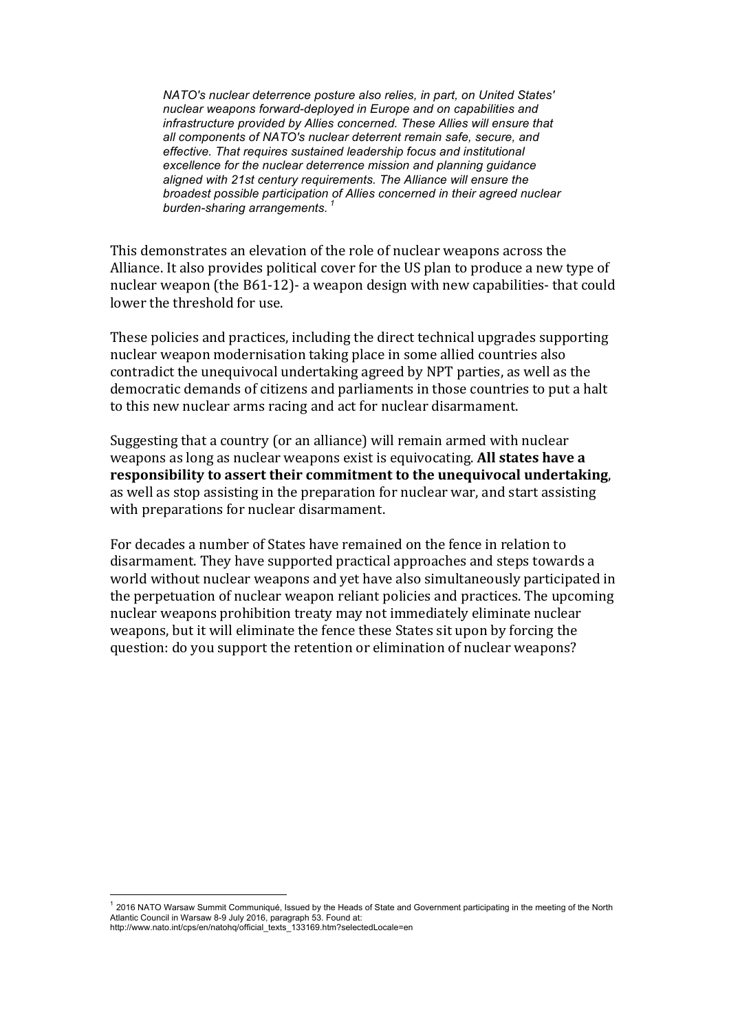> *NATO's nuclear deterrence posture also relies, in part, on United States' nuclear weapons forward-deployed in Europe and on capabilities and infrastructure provided by Allies concerned. These Allies will ensure that all components of NATO's nuclear deterrent remain safe, secure, and effective. That requires sustained leadership focus and institutional excellence for the nuclear deterrence mission and planning guidance aligned with 21st century requirements. The Alliance will ensure the broadest possible participation of Allies concerned in their agreed nuclear burden-sharing arrangements.* [1]

This demonstrates an elevation of the role of nuclear weapons across the Alliance. It also provides political cover for the US plan to produce a new type of nuclear weapon (the B61-12)- a weapon design with new capabilities- that could lower the threshold for use.

These policies and practices, including the direct technical upgrades supporting nuclear weapon modernisation taking place in some allied countries also contradict the unequivocal undertaking agreed by NPT parties, as well as the democratic demands of citizens and parliaments in those countries to put a halt to this new nuclear arms racing and act for nuclear disarmament.

Suggesting that a country (or an alliance) will remain armed with nuclear weapons as long as nuclear weapons exist is equivocating. **All states have a responsibility to assert their commitment to the unequivocal undertaking**, as well as stop assisting in the preparation for nuclear war, and start assisting with preparations for nuclear disarmament.

For decades a number of States have remained on the fence in relation to disarmament. They have supported practical approaches and steps towards a world without nuclear weapons and yet have also simultaneously participated in the perpetuation of nuclear weapon reliant policies and practices. The upcoming nuclear weapons prohibition treaty may not immediately eliminate nuclear weapons, but it will eliminate the fence these States sit upon by forcing the question: do you support the retention or elimination of nuclear weapons?

---

[1] 2016 NATO Warsaw Summit Communiqué, Issued by the Heads of State and Government participating in the meeting of the North Atlantic Council in Warsaw 8-9 July 2016, paragraph 53. Found at: http://www.nato.int/cps/en/natohq/official_texts_133169.htm?selectedLocale=en